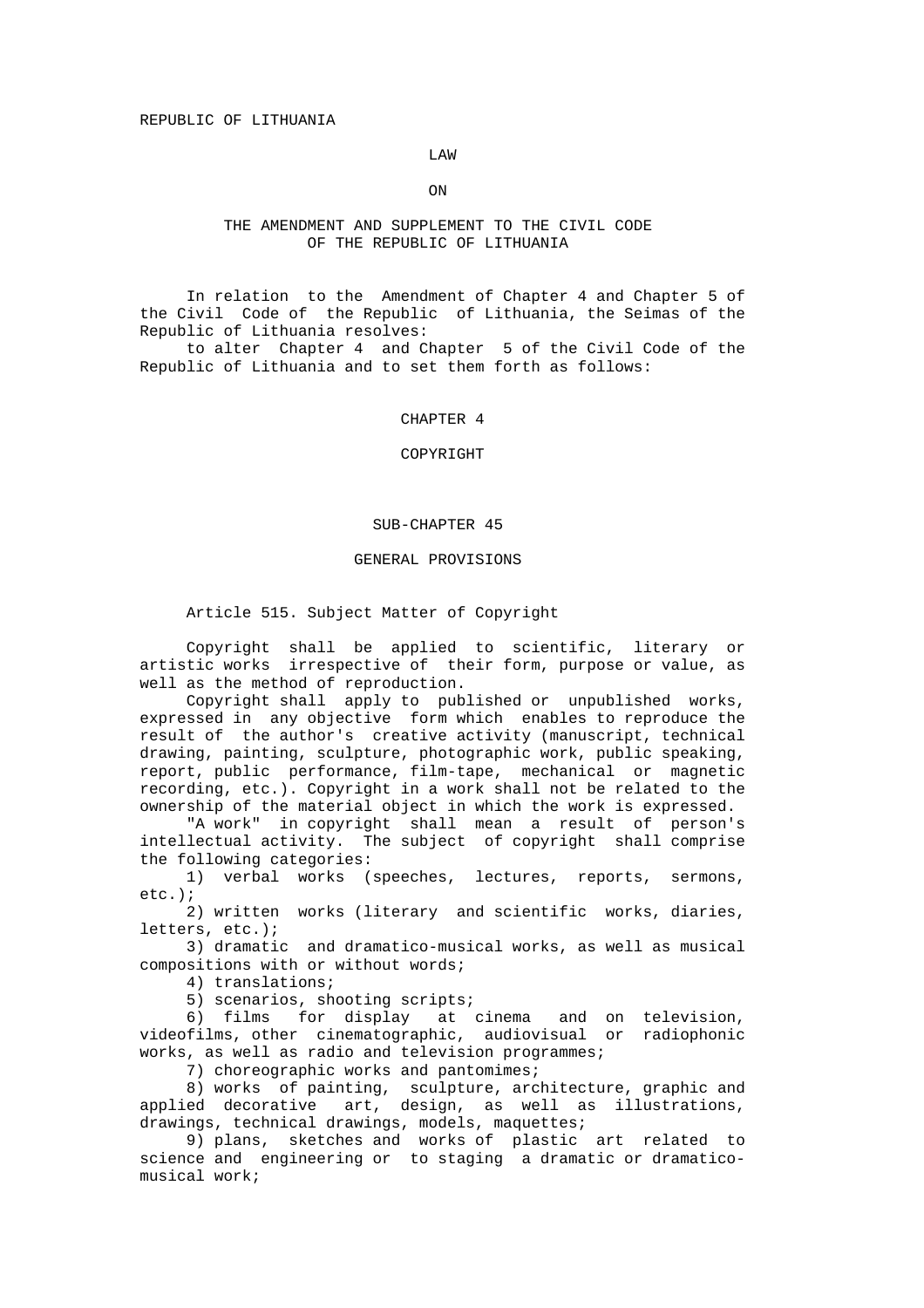REPUBLIC OF LITHUANIA

# LAW

# ON

# THE AMENDMENT AND SUPPLEMENT TO THE CIVIL CODE OF THE REPUBLIC OF LITHUANIA

In relation to the Amendment of Chapter 4 and Chapter 5 of the Civil Code of the Republic of Lithuania, the Seimas of the Republic of Lithuania resolves:

to alter Chapter 4 and Chapter 5 of the Civil Code of the Republic of Lithuania and to set them forth as follows:

## CHAPTER 4

## COPYRIGHT

### SUB-CHAPTER 45

### GENERAL PROVISIONS

#### Article 515. Subject Matter of Copyright

Copyright shall be applied to scientific, literary or artistic works irrespective of their form, purpose or value, as well as the method of reproduction.

Copyright shall apply to published or unpublished works, expressed in any objective form which enables to reproduce the result of the author's creative activity (manuscript, technical drawing, painting, sculpture, photographic work, public speaking, report, public performance, film-tape, mechanical or magnetic recording, etc.). Copyright in a work shall not be related to the ownership of the material object in which the work is expressed.

"A work" in copyright shall mean a result of person's intellectual activity. The subject of copyright shall comprise the following categories:

1) verbal works (speeches, lectures, reports, sermons, etc.);
2) written works (literary and scientific works, diaries, letters, etc.);
3) dramatic and dramatico-musical works, as well as musical compositions with or without words;
4) translations;
5) scenarios, shooting scripts;
6) films for display at cinema and on television, videofilms, other cinematographic, audiovisual or radiophonic works, as well as radio and television programmes;
7) choreographic works and pantomimes;
8) works of painting, sculpture, architecture, graphic and applied decorative art, design, as well as illustrations, drawings, technical drawings, models, maquettes;
9) plans, sketches and works of plastic art related to science and engineering or to staging a dramatic or dramatico-musical work;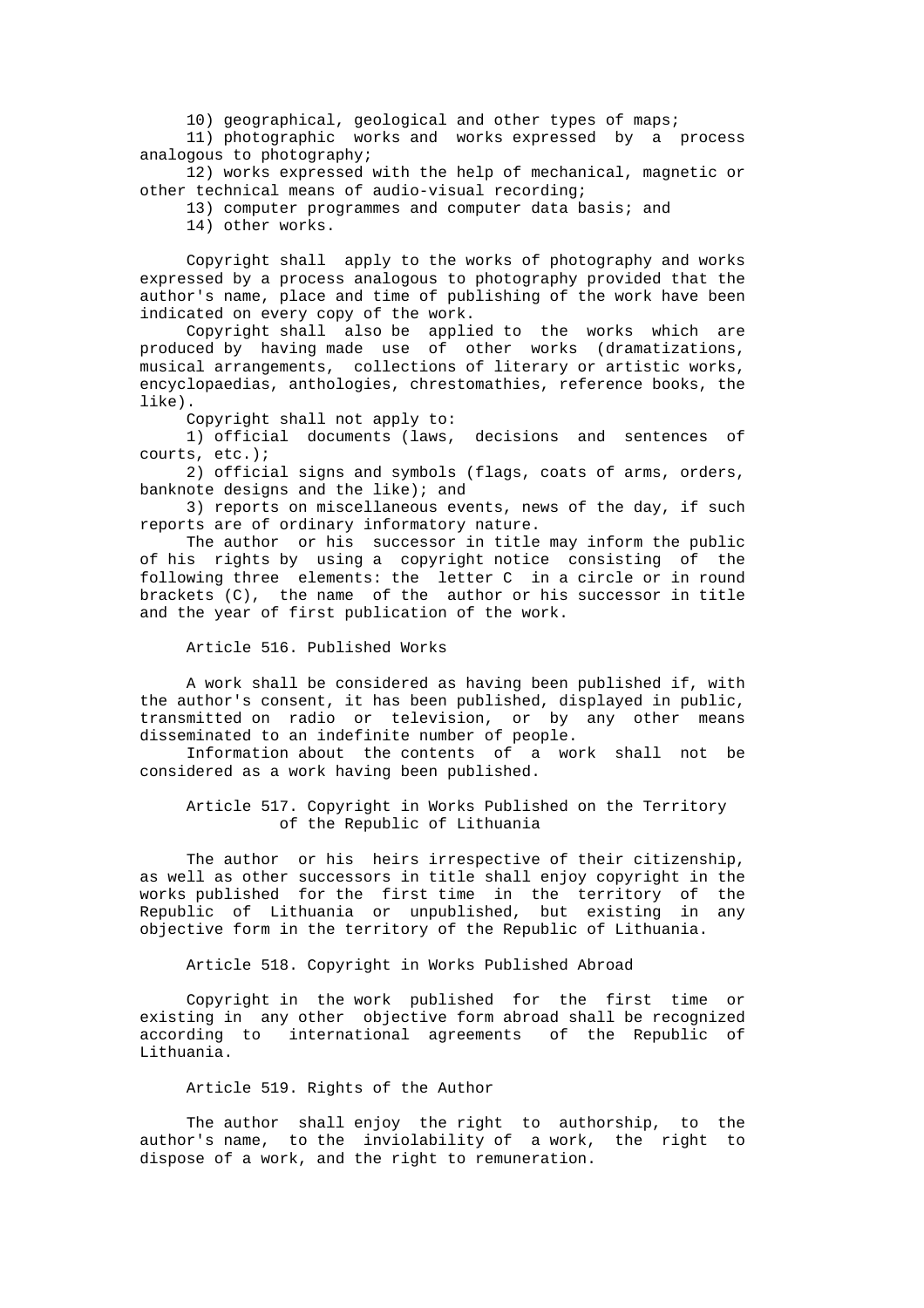10) geographical, geological and other types of maps;

11) photographic works and works expressed by a process analogous to photography;

12) works expressed with the help of mechanical, magnetic or other technical means of audio-visual recording;

13) computer programmes and computer data basis; and

14) other works.

Copyright shall apply to the works of photography and works expressed by a process analogous to photography provided that the author's name, place and time of publishing of the work have been indicated on every copy of the work.

Copyright shall also be applied to the works which are produced by having made use of other works (dramatizations, musical arrangements, collections of literary or artistic works, encyclopaedias, anthologies, chrestomathies, reference books, the like).

Copyright shall not apply to:

1) official documents (laws, decisions and sentences of courts, etc.);

2) official signs and symbols (flags, coats of arms, orders, banknote designs and the like); and

3) reports on miscellaneous events, news of the day, if such reports are of ordinary informatory nature.

The author or his successor in title may inform the public of his rights by using a copyright notice consisting of the following three elements: the letter C in a circle or in round brackets (C), the name of the author or his successor in title and the year of first publication of the work.

## Article 516. Published Works

A work shall be considered as having been published if, with the author's consent, it has been published, displayed in public, transmitted on radio or television, or by any other means disseminated to an indefinite number of people.

Information about the contents of a work shall not be considered as a work having been published.

## Article 517. Copyright in Works Published on the Territory of the Republic of Lithuania

The author or his heirs irrespective of their citizenship, as well as other successors in title shall enjoy copyright in the works published for the first time in the territory of the Republic of Lithuania or unpublished, but existing in any objective form in the territory of the Republic of Lithuania.

## Article 518. Copyright in Works Published Abroad

Copyright in the work published for the first time or existing in any other objective form abroad shall be recognized according to international agreements of the Republic of Lithuania.

## Article 519. Rights of the Author

The author shall enjoy the right to authorship, to the author's name, to the inviolability of a work, the right to dispose of a work, and the right to remuneration.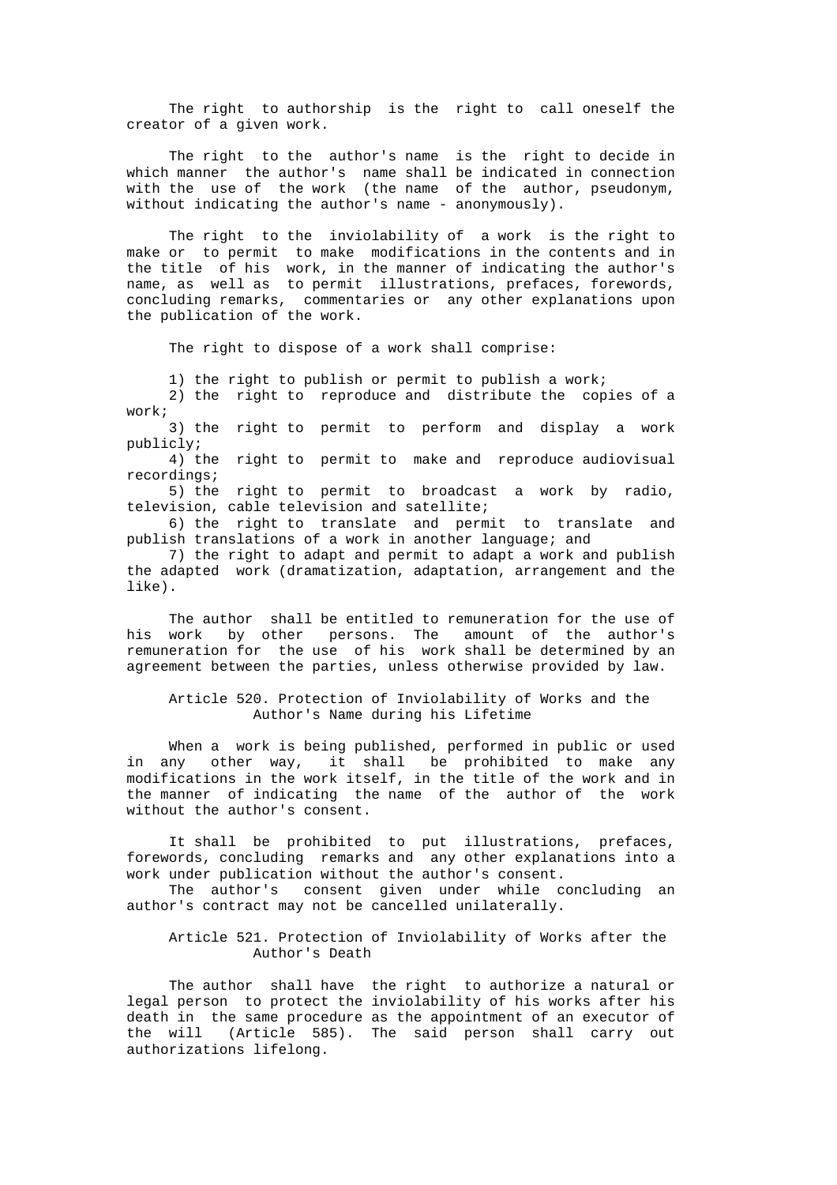The right to authorship is the right to call oneself the creator of a given work.

The right to the author's name is the right to decide in which manner the author's name shall be indicated in connection with the use of the work (the name of the author, pseudonym, without indicating the author's name - anonymously).

The right to the inviolability of a work is the right to make or to permit to make modifications in the contents and in the title of his work, in the manner of indicating the author's name, as well as to permit illustrations, prefaces, forewords, concluding remarks, commentaries or any other explanations upon the publication of the work.

The right to dispose of a work shall comprise:

1) the right to publish or permit to publish a work;
2) the right to reproduce and distribute the copies of a work;
3) the right to permit to perform and display a work publicly;
4) the right to permit to make and reproduce audiovisual recordings;
5) the right to permit to broadcast a work by radio, television, cable television and satellite;
6) the right to translate and permit to translate and publish translations of a work in another language; and
7) the right to adapt and permit to adapt a work and publish the adapted work (dramatization, adaptation, arrangement and the like).

The author shall be entitled to remuneration for the use of his work by other persons. The amount of the author's remuneration for the use of his work shall be determined by an agreement between the parties, unless otherwise provided by law.

## Article 520. Protection of Inviolability of Works and the Author's Name during his Lifetime

When a work is being published, performed in public or used in any other way, it shall be prohibited to make any modifications in the work itself, in the title of the work and in the manner of indicating the name of the author of the work without the author's consent.

It shall be prohibited to put illustrations, prefaces, forewords, concluding remarks and any other explanations into a work under publication without the author's consent.

The author's consent given under while concluding an author's contract may not be cancelled unilaterally.

## Article 521. Protection of Inviolability of Works after the Author's Death

The author shall have the right to authorize a natural or legal person to protect the inviolability of his works after his death in the same procedure as the appointment of an executor of the will (Article 585). The said person shall carry out authorizations lifelong.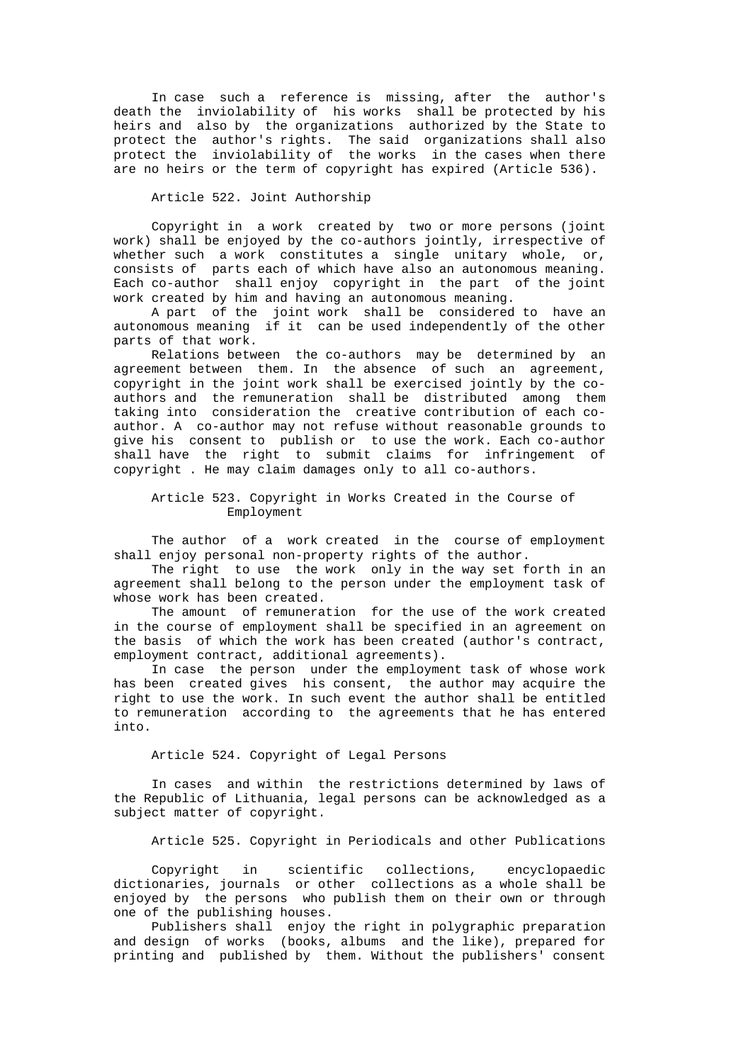In case such a reference is missing, after the author's death the inviolability of his works shall be protected by his heirs and also by the organizations authorized by the State to protect the author's rights. The said organizations shall also protect the inviolability of the works in the cases when there are no heirs or the term of copyright has expired (Article 536).

### Article 522. Joint Authorship

Copyright in a work created by two or more persons (joint work) shall be enjoyed by the co-authors jointly, irrespective of whether such a work constitutes a single unitary whole, or, consists of parts each of which have also an autonomous meaning. Each co-author shall enjoy copyright in the part of the joint work created by him and having an autonomous meaning.

A part of the joint work shall be considered to have an autonomous meaning if it can be used independently of the other parts of that work.

Relations between the co-authors may be determined by an agreement between them. In the absence of such an agreement, copyright in the joint work shall be exercised jointly by the co-authors and the remuneration shall be distributed among them taking into consideration the creative contribution of each co-author. A co-author may not refuse without reasonable grounds to give his consent to publish or to use the work. Each co-author shall have the right to submit claims for infringement of copyright . He may claim damages only to all co-authors.

### Article 523. Copyright in Works Created in the Course of Employment

The author of a work created in the course of employment shall enjoy personal non-property rights of the author.

The right to use the work only in the way set forth in an agreement shall belong to the person under the employment task of whose work has been created.

The amount of remuneration for the use of the work created in the course of employment shall be specified in an agreement on the basis of which the work has been created (author's contract, employment contract, additional agreements).

In case the person under the employment task of whose work has been created gives his consent, the author may acquire the right to use the work. In such event the author shall be entitled to remuneration according to the agreements that he has entered into.

### Article 524. Copyright of Legal Persons

In cases and within the restrictions determined by laws of the Republic of Lithuania, legal persons can be acknowledged as a subject matter of copyright.

### Article 525. Copyright in Periodicals and other Publications

Copyright in scientific collections, encyclopaedic dictionaries, journals or other collections as a whole shall be enjoyed by the persons who publish them on their own or through one of the publishing houses.

Publishers shall enjoy the right in polygraphic preparation and design of works (books, albums and the like), prepared for printing and published by them. Without the publishers' consent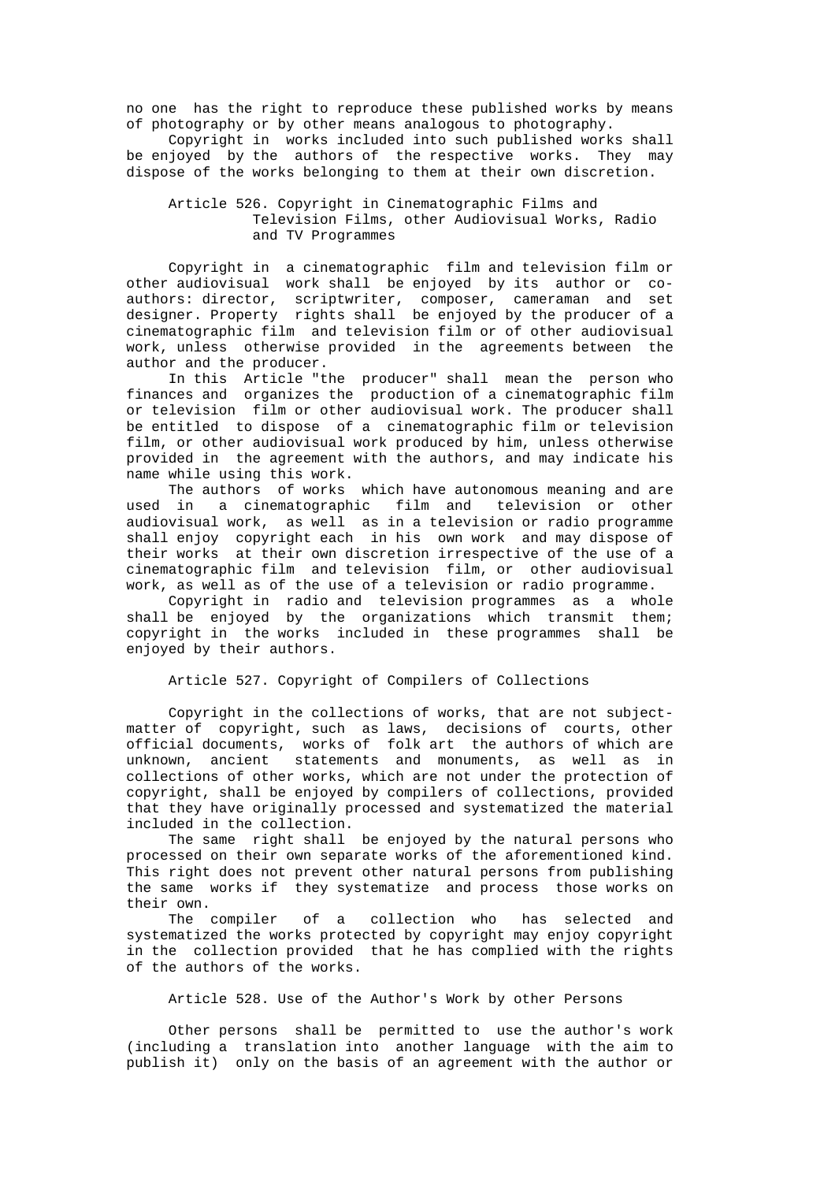no one has the right to reproduce these published works by means of photography or by other means analogous to photography.

Copyright in works included into such published works shall be enjoyed by the authors of the respective works. They may dispose of the works belonging to them at their own discretion.

### Article 526. Copyright in Cinematographic Films and Television Films, other Audiovisual Works, Radio and TV Programmes

Copyright in a cinematographic film and television film or other audiovisual work shall be enjoyed by its author or co-authors: director, scriptwriter, composer, cameraman and set designer. Property rights shall be enjoyed by the producer of a cinematographic film and television film or of other audiovisual work, unless otherwise provided in the agreements between the author and the producer.

In this Article "the producer" shall mean the person who finances and organizes the production of a cinematographic film or television film or other audiovisual work. The producer shall be entitled to dispose of a cinematographic film or television film, or other audiovisual work produced by him, unless otherwise provided in the agreement with the authors, and may indicate his name while using this work.

The authors of works which have autonomous meaning and are used in a cinematographic film and television or other audiovisual work, as well as in a television or radio programme shall enjoy copyright each in his own work and may dispose of their works at their own discretion irrespective of the use of a cinematographic film and television film, or other audiovisual work, as well as of the use of a television or radio programme.

Copyright in radio and television programmes as a whole shall be enjoyed by the organizations which transmit them; copyright in the works included in these programmes shall be enjoyed by their authors.

### Article 527. Copyright of Compilers of Collections

Copyright in the collections of works, that are not subject-matter of copyright, such as laws, decisions of courts, other official documents, works of folk art the authors of which are unknown, ancient statements and monuments, as well as in collections of other works, which are not under the protection of copyright, shall be enjoyed by compilers of collections, provided that they have originally processed and systematized the material included in the collection.

The same right shall be enjoyed by the natural persons who processed on their own separate works of the aforementioned kind. This right does not prevent other natural persons from publishing the same works if they systematize and process those works on their own.

The compiler of a collection who has selected and systematized the works protected by copyright may enjoy copyright in the collection provided that he has complied with the rights of the authors of the works.

### Article 528. Use of the Author's Work by other Persons

Other persons shall be permitted to use the author's work (including a translation into another language with the aim to publish it) only on the basis of an agreement with the author or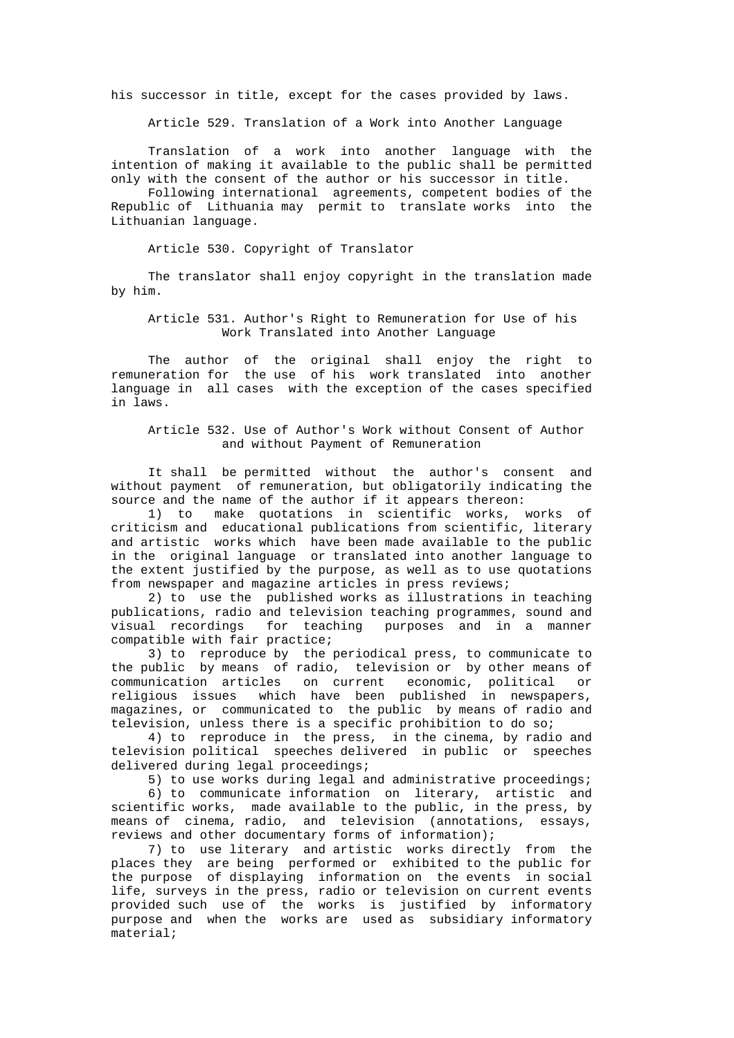his successor in title, except for the cases provided by laws.

### Article 529. Translation of a Work into Another Language

Translation of a work into another language with the intention of making it available to the public shall be permitted only with the consent of the author or his successor in title.

Following international agreements, competent bodies of the Republic of Lithuania may permit to translate works into the Lithuanian language.

### Article 530. Copyright of Translator

The translator shall enjoy copyright in the translation made by him.

### Article 531. Author's Right to Remuneration for Use of his Work Translated into Another Language

The author of the original shall enjoy the right to remuneration for the use of his work translated into another language in all cases with the exception of the cases specified in laws.

### Article 532. Use of Author's Work without Consent of Author and without Payment of Remuneration

It shall be permitted without the author's consent and without payment of remuneration, but obligatorily indicating the source and the name of the author if it appears thereon:

1) to make quotations in scientific works, works of criticism and educational publications from scientific, literary and artistic works which have been made available to the public in the original language or translated into another language to the extent justified by the purpose, as well as to use quotations from newspaper and magazine articles in press reviews;

2) to use the published works as illustrations in teaching publications, radio and television teaching programmes, sound and visual recordings for teaching purposes and in a manner compatible with fair practice;

3) to reproduce by the periodical press, to communicate to the public by means of radio, television or by other means of communication articles on current economic, political or religious issues which have been published in newspapers, magazines, or communicated to the public by means of radio and television, unless there is a specific prohibition to do so;

4) to reproduce in the press, in the cinema, by radio and television political speeches delivered in public or speeches delivered during legal proceedings;

5) to use works during legal and administrative proceedings;

6) to communicate information on literary, artistic and scientific works, made available to the public, in the press, by means of cinema, radio, and television (annotations, essays, reviews and other documentary forms of information);

7) to use literary and artistic works directly from the places they are being performed or exhibited to the public for the purpose of displaying information on the events in social life, surveys in the press, radio or television on current events provided such use of the works is justified by informatory purpose and when the works are used as subsidiary informatory material;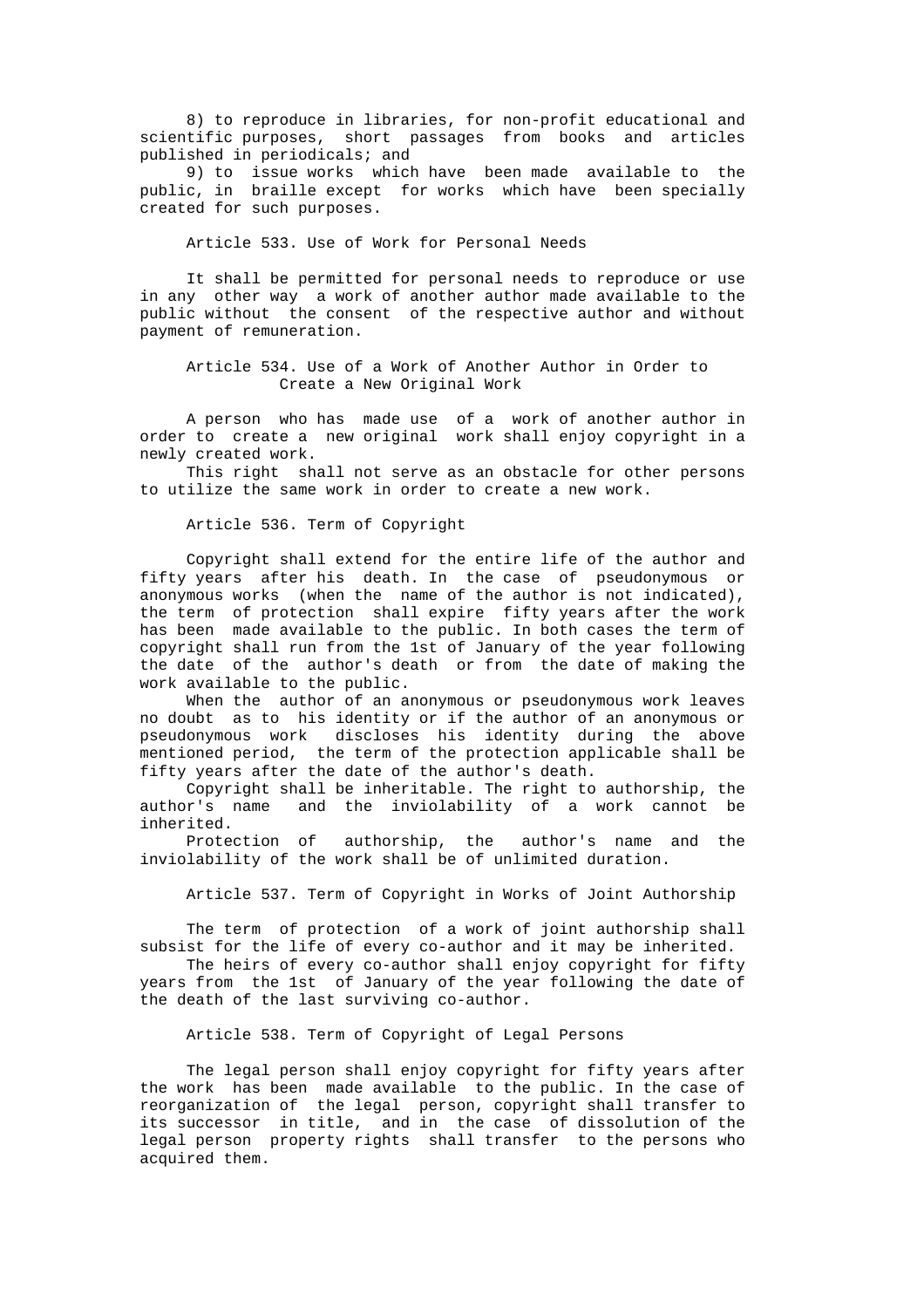8) to reproduce in libraries, for non-profit educational and scientific purposes, short passages from books and articles published in periodicals; and

9) to issue works which have been made available to the public, in braille except for works which have been specially created for such purposes.

### Article 533. Use of Work for Personal Needs

It shall be permitted for personal needs to reproduce or use in any other way a work of another author made available to the public without the consent of the respective author and without payment of remuneration.

### Article 534. Use of a Work of Another Author in Order to Create a New Original Work

A person who has made use of a work of another author in order to create a new original work shall enjoy copyright in a newly created work.

This right shall not serve as an obstacle for other persons to utilize the same work in order to create a new work.

### Article 536. Term of Copyright

Copyright shall extend for the entire life of the author and fifty years after his death. In the case of pseudonymous or anonymous works (when the name of the author is not indicated), the term of protection shall expire fifty years after the work has been made available to the public. In both cases the term of copyright shall run from the 1st of January of the year following the date of the author's death or from the date of making the work available to the public.

When the author of an anonymous or pseudonymous work leaves no doubt as to his identity or if the author of an anonymous or pseudonymous work discloses his identity during the above mentioned period, the term of the protection applicable shall be fifty years after the date of the author's death.

Copyright shall be inheritable. The right to authorship, the author's name and the inviolability of a work cannot be inherited.

Protection of authorship, the author's name and the inviolability of the work shall be of unlimited duration.

### Article 537. Term of Copyright in Works of Joint Authorship

The term of protection of a work of joint authorship shall subsist for the life of every co-author and it may be inherited.

The heirs of every co-author shall enjoy copyright for fifty years from the 1st of January of the year following the date of the death of the last surviving co-author.

### Article 538. Term of Copyright of Legal Persons

The legal person shall enjoy copyright for fifty years after the work has been made available to the public. In the case of reorganization of the legal person, copyright shall transfer to its successor in title, and in the case of dissolution of the legal person property rights shall transfer to the persons who acquired them.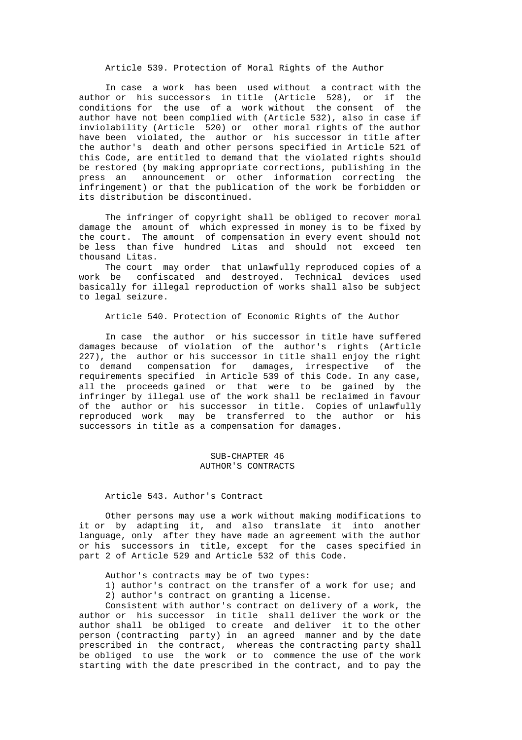### Article 539. Protection of Moral Rights of the Author

In case a work has been used without a contract with the author or his successors in title (Article 528), or if the conditions for the use of a work without the consent of the author have not been complied with (Article 532), also in case if inviolability (Article 520) or other moral rights of the author have been violated, the author or his successor in title after the author's death and other persons specified in Article 521 of this Code, are entitled to demand that the violated rights should be restored (by making appropriate corrections, publishing in the press an announcement or other information correcting the infringement) or that the publication of the work be forbidden or its distribution be discontinued.

The infringer of copyright shall be obliged to recover moral damage the amount of which expressed in money is to be fixed by the court. The amount of compensation in every event should not be less than five hundred Litas and should not exceed ten thousand Litas.

The court may order that unlawfully reproduced copies of a work be confiscated and destroyed. Technical devices used basically for illegal reproduction of works shall also be subject to legal seizure.

### Article 540. Protection of Economic Rights of the Author

In case the author or his successor in title have suffered damages because of violation of the author's rights (Article 227), the author or his successor in title shall enjoy the right to demand compensation for damages, irrespective of the requirements specified in Article 539 of this Code. In any case, all the proceeds gained or that were to be gained by the infringer by illegal use of the work shall be reclaimed in favour of the author or his successor in title. Copies of unlawfully reproduced work may be transferred to the author or his successors in title as a compensation for damages.

## SUB-CHAPTER 46
## AUTHOR'S CONTRACTS

### Article 543. Author's Contract

Other persons may use a work without making modifications to it or by adapting it, and also translate it into another language, only after they have made an agreement with the author or his successors in title, except for the cases specified in part 2 of Article 529 and Article 532 of this Code.

Author's contracts may be of two types:

1) author's contract on the transfer of a work for use; and
2) author's contract on granting a license.

Consistent with author's contract on delivery of a work, the author or his successor in title shall deliver the work or the author shall be obliged to create and deliver it to the other person (contracting party) in an agreed manner and by the date prescribed in the contract, whereas the contracting party shall be obliged to use the work or to commence the use of the work starting with the date prescribed in the contract, and to pay the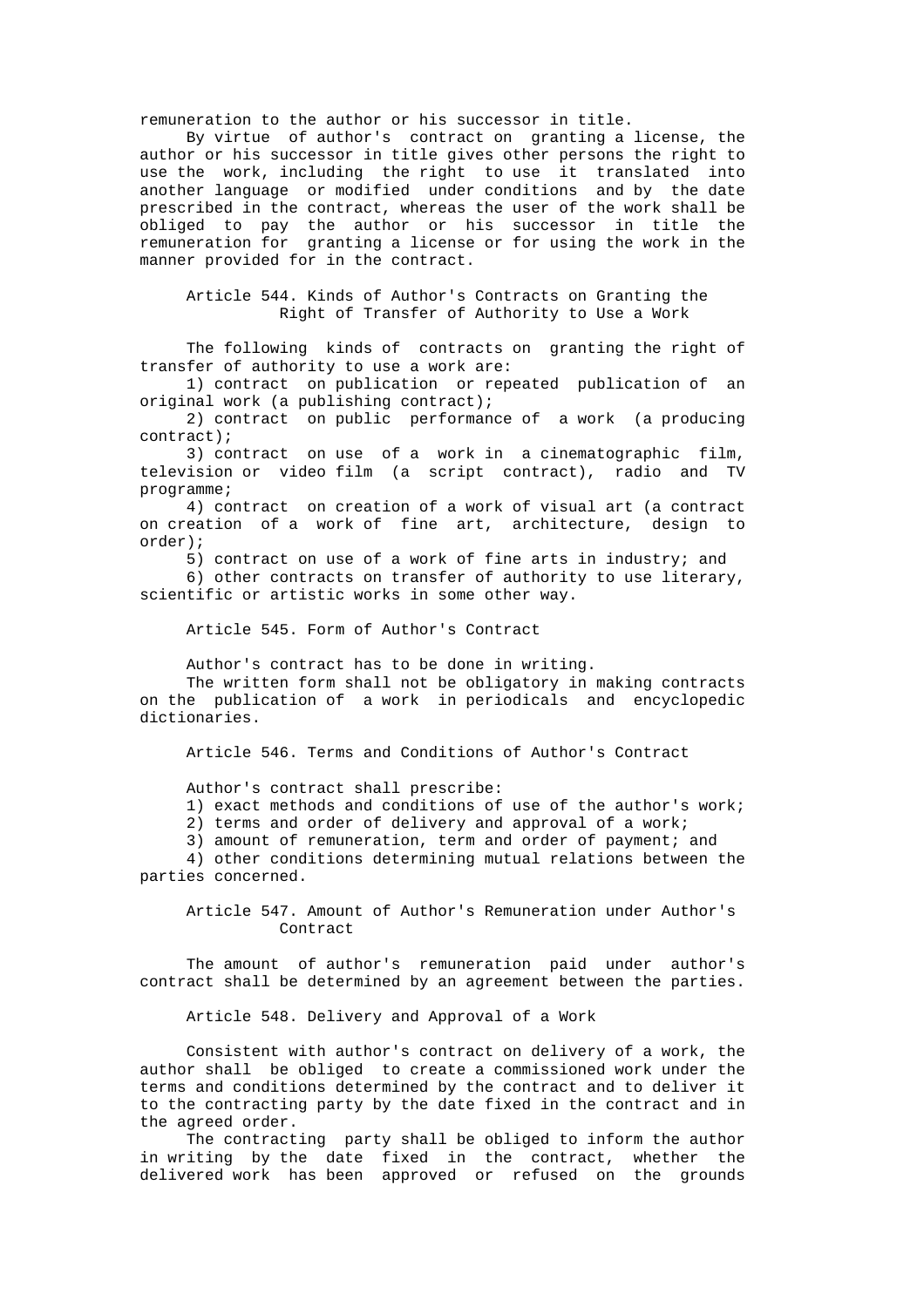remuneration to the author or his successor in title.

By virtue of author's contract on granting a license, the author or his successor in title gives other persons the right to use the work, including the right to use it translated into another language or modified under conditions and by the date prescribed in the contract, whereas the user of the work shall be obliged to pay the author or his successor in title the remuneration for granting a license or for using the work in the manner provided for in the contract.

### Article 544. Kinds of Author's Contracts on Granting the Right of Transfer of Authority to Use a Work

The following kinds of contracts on granting the right of transfer of authority to use a work are:

1) contract on publication or repeated publication of an original work (a publishing contract);

2) contract on public performance of a work (a producing contract);

3) contract on use of a work in a cinematographic film, television or video film (a script contract), radio and TV programme;

4) contract on creation of a work of visual art (a contract on creation of a work of fine art, architecture, design to order);

5) contract on use of a work of fine arts in industry; and

6) other contracts on transfer of authority to use literary, scientific or artistic works in some other way.

### Article 545. Form of Author's Contract

Author's contract has to be done in writing.

The written form shall not be obligatory in making contracts on the publication of a work in periodicals and encyclopedic dictionaries.

### Article 546. Terms and Conditions of Author's Contract

Author's contract shall prescribe:

1) exact methods and conditions of use of the author's work;

2) terms and order of delivery and approval of a work;

3) amount of remuneration, term and order of payment; and

4) other conditions determining mutual relations between the parties concerned.

### Article 547. Amount of Author's Remuneration under Author's Contract

The amount of author's remuneration paid under author's contract shall be determined by an agreement between the parties.

### Article 548. Delivery and Approval of a Work

Consistent with author's contract on delivery of a work, the author shall be obliged to create a commissioned work under the terms and conditions determined by the contract and to deliver it to the contracting party by the date fixed in the contract and in the agreed order.

The contracting party shall be obliged to inform the author in writing by the date fixed in the contract, whether the delivered work has been approved or refused on the grounds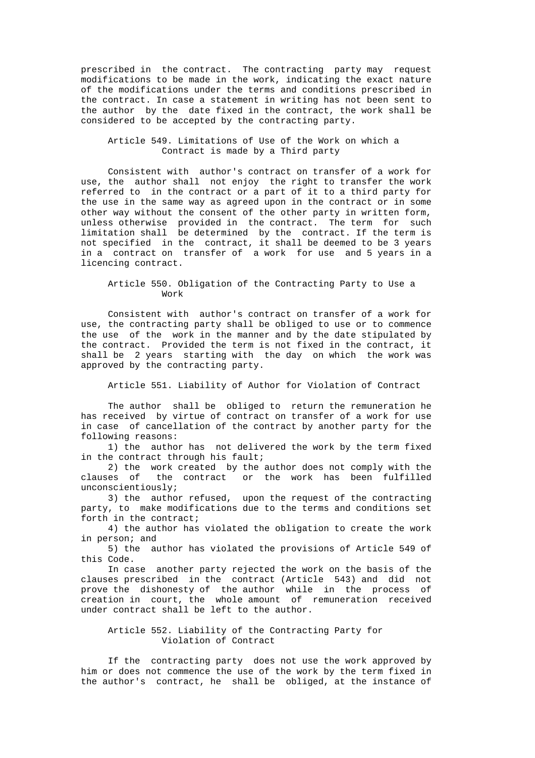prescribed in the contract. The contracting party may request modifications to be made in the work, indicating the exact nature of the modifications under the terms and conditions prescribed in the contract. In case a statement in writing has not been sent to the author by the date fixed in the contract, the work shall be considered to be accepted by the contracting party.

### Article 549. Limitations of Use of the Work on which a Contract is made by a Third party

Consistent with author's contract on transfer of a work for use, the author shall not enjoy the right to transfer the work referred to in the contract or a part of it to a third party for the use in the same way as agreed upon in the contract or in some other way without the consent of the other party in written form, unless otherwise provided in the contract. The term for such limitation shall be determined by the contract. If the term is not specified in the contract, it shall be deemed to be 3 years in a contract on transfer of a work for use and 5 years in a licencing contract.

### Article 550. Obligation of the Contracting Party to Use a Work

Consistent with author's contract on transfer of a work for use, the contracting party shall be obliged to use or to commence the use of the work in the manner and by the date stipulated by the contract. Provided the term is not fixed in the contract, it shall be 2 years starting with the day on which the work was approved by the contracting party.

### Article 551. Liability of Author for Violation of Contract

The author shall be obliged to return the remuneration he has received by virtue of contract on transfer of a work for use in case of cancellation of the contract by another party for the following reasons:

1) the author has not delivered the work by the term fixed in the contract through his fault;
2) the work created by the author does not comply with the clauses of the contract or the work has been fulfilled unconscientiously;
3) the author refused, upon the request of the contracting party, to make modifications due to the terms and conditions set forth in the contract;
4) the author has violated the obligation to create the work in person; and
5) the author has violated the provisions of Article 549 of this Code.

In case another party rejected the work on the basis of the clauses prescribed in the contract (Article 543) and did not prove the dishonesty of the author while in the process of creation in court, the whole amount of remuneration received under contract shall be left to the author.

### Article 552. Liability of the Contracting Party for Violation of Contract

If the contracting party does not use the work approved by him or does not commence the use of the work by the term fixed in the author's contract, he shall be obliged, at the instance of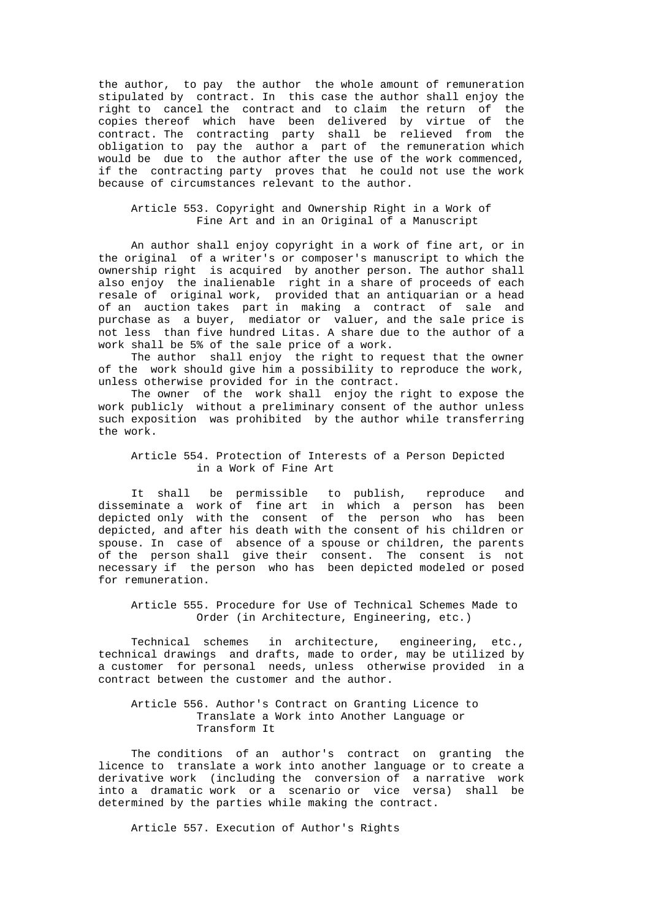the author, to pay the author the whole amount of remuneration stipulated by contract. In this case the author shall enjoy the right to cancel the contract and to claim the return of the copies thereof which have been delivered by virtue of the contract. The contracting party shall be relieved from the obligation to pay the author a part of the remuneration which would be due to the author after the use of the work commenced, if the contracting party proves that he could not use the work because of circumstances relevant to the author.

### Article 553. Copyright and Ownership Right in a Work of Fine Art and in an Original of a Manuscript

An author shall enjoy copyright in a work of fine art, or in the original of a writer's or composer's manuscript to which the ownership right is acquired by another person. The author shall also enjoy the inalienable right in a share of proceeds of each resale of original work, provided that an antiquarian or a head of an auction takes part in making a contract of sale and purchase as a buyer, mediator or valuer, and the sale price is not less than five hundred Litas. A share due to the author of a work shall be 5% of the sale price of a work.

The author shall enjoy the right to request that the owner of the work should give him a possibility to reproduce the work, unless otherwise provided for in the contract.

The owner of the work shall enjoy the right to expose the work publicly without a preliminary consent of the author unless such exposition was prohibited by the author while transferring the work.

### Article 554. Protection of Interests of a Person Depicted in a Work of Fine Art

It shall be permissible to publish, reproduce and disseminate a work of fine art in which a person has been depicted only with the consent of the person who has been depicted, and after his death with the consent of his children or spouse. In case of absence of a spouse or children, the parents of the person shall give their consent. The consent is not necessary if the person who has been depicted modeled or posed for remuneration.

### Article 555. Procedure for Use of Technical Schemes Made to Order (in Architecture, Engineering, etc.)

Technical schemes in architecture, engineering, etc., technical drawings and drafts, made to order, may be utilized by a customer for personal needs, unless otherwise provided in a contract between the customer and the author.

### Article 556. Author's Contract on Granting Licence to Translate a Work into Another Language or Transform It

The conditions of an author's contract on granting the licence to translate a work into another language or to create a derivative work (including the conversion of a narrative work into a dramatic work or a scenario or vice versa) shall be determined by the parties while making the contract.

### Article 557. Execution of Author's Rights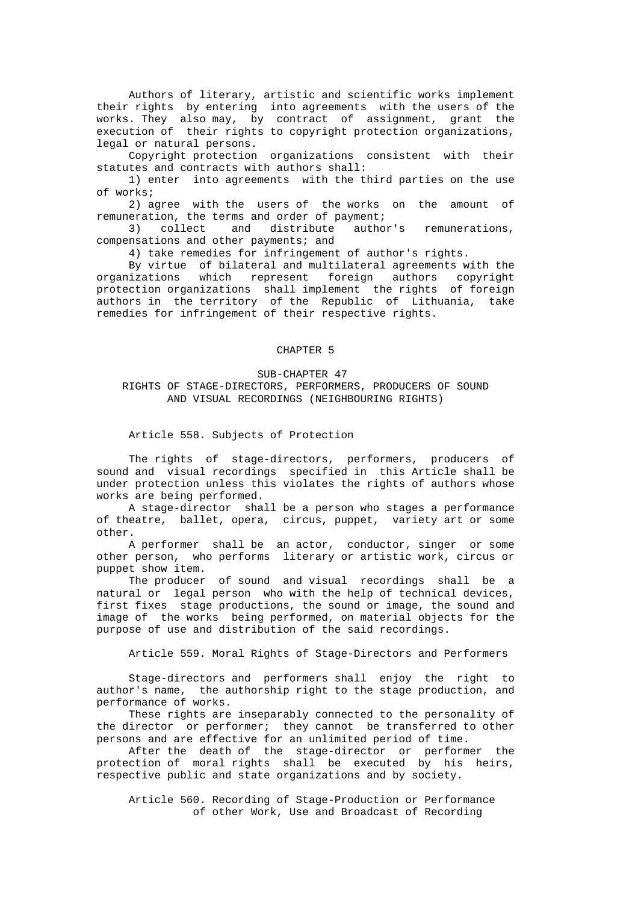Authors of literary, artistic and scientific works implement their rights by entering into agreements with the users of the works. They also may, by contract of assignment, grant the execution of their rights to copyright protection organizations, legal or natural persons.

Copyright protection organizations consistent with their statutes and contracts with authors shall:

1) enter into agreements with the third parties on the use of works;

2) agree with the users of the works on the amount of remuneration, the terms and order of payment;

3) collect and distribute author's remunerations, compensations and other payments; and

4) take remedies for infringement of author's rights.

By virtue of bilateral and multilateral agreements with the organizations which represent foreign authors copyright protection organizations shall implement the rights of foreign authors in the territory of the Republic of Lithuania, take remedies for infringement of their respective rights.

## CHAPTER 5

### SUB-CHAPTER 47
### RIGHTS OF STAGE-DIRECTORS, PERFORMERS, PRODUCERS OF SOUND AND VISUAL RECORDINGS (NEIGHBOURING RIGHTS)

#### Article 558. Subjects of Protection

The rights of stage-directors, performers, producers of sound and visual recordings specified in this Article shall be under protection unless this violates the rights of authors whose works are being performed.

A stage-director shall be a person who stages a performance of theatre, ballet, opera, circus, puppet, variety art or some other.

A performer shall be an actor, conductor, singer or some other person, who performs literary or artistic work, circus or puppet show item.

The producer of sound and visual recordings shall be a natural or legal person who with the help of technical devices, first fixes stage productions, the sound or image, the sound and image of the works being performed, on material objects for the purpose of use and distribution of the said recordings.

#### Article 559. Moral Rights of Stage-Directors and Performers

Stage-directors and performers shall enjoy the right to author's name, the authorship right to the stage production, and performance of works.

These rights are inseparably connected to the personality of the director or performer; they cannot be transferred to other persons and are effective for an unlimited period of time.

After the death of the stage-director or performer the protection of moral rights shall be executed by his heirs, respective public and state organizations and by society.

#### Article 560. Recording of Stage-Production or Performance of other Work, Use and Broadcast of Recording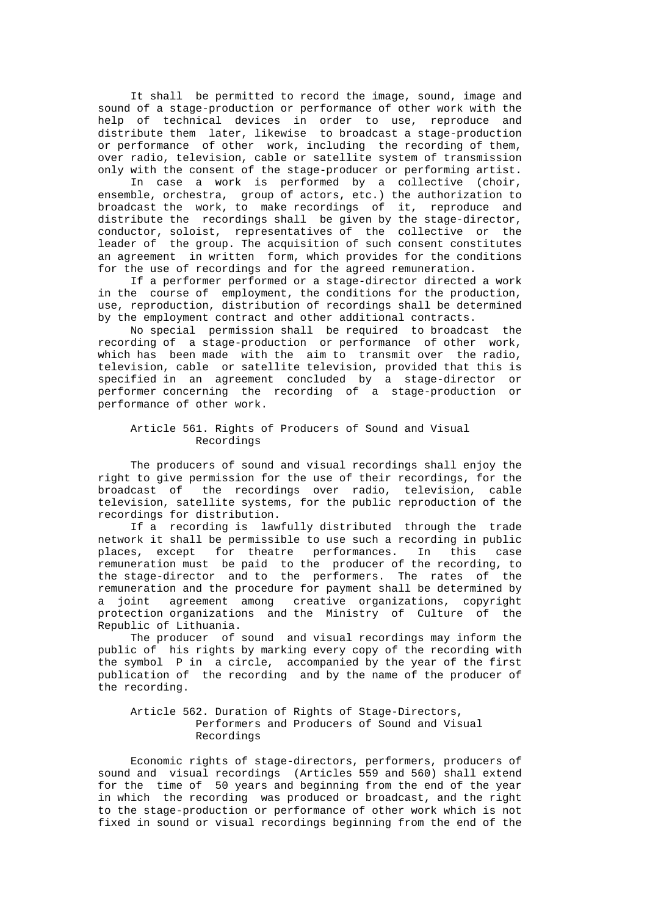It shall be permitted to record the image, sound, image and sound of a stage-production or performance of other work with the help of technical devices in order to use, reproduce and distribute them later, likewise to broadcast a stage-production or performance of other work, including the recording of them, over radio, television, cable or satellite system of transmission only with the consent of the stage-producer or performing artist.

In case a work is performed by a collective (choir, ensemble, orchestra, group of actors, etc.) the authorization to broadcast the work, to make recordings of it, reproduce and distribute the recordings shall be given by the stage-director, conductor, soloist, representatives of the collective or the leader of the group. The acquisition of such consent constitutes an agreement in written form, which provides for the conditions for the use of recordings and for the agreed remuneration.

If a performer performed or a stage-director directed a work in the course of employment, the conditions for the production, use, reproduction, distribution of recordings shall be determined by the employment contract and other additional contracts.

No special permission shall be required to broadcast the recording of a stage-production or performance of other work, which has been made with the aim to transmit over the radio, television, cable or satellite television, provided that this is specified in an agreement concluded by a stage-director or performer concerning the recording of a stage-production or performance of other work.

### Article 561. Rights of Producers of Sound and Visual Recordings

The producers of sound and visual recordings shall enjoy the right to give permission for the use of their recordings, for the broadcast of the recordings over radio, television, cable television, satellite systems, for the public reproduction of the recordings for distribution.

If a recording is lawfully distributed through the trade network it shall be permissible to use such a recording in public places, except for theatre performances. In this case remuneration must be paid to the producer of the recording, to the stage-director and to the performers. The rates of the remuneration and the procedure for payment shall be determined by a joint agreement among creative organizations, copyright protection organizations and the Ministry of Culture of the Republic of Lithuania.

The producer of sound and visual recordings may inform the public of his rights by marking every copy of the recording with the symbol P in a circle, accompanied by the year of the first publication of the recording and by the name of the producer of the recording.

### Article 562. Duration of Rights of Stage-Directors, Performers and Producers of Sound and Visual Recordings

Economic rights of stage-directors, performers, producers of sound and visual recordings (Articles 559 and 560) shall extend for the time of 50 years and beginning from the end of the year in which the recording was produced or broadcast, and the right to the stage-production or performance of other work which is not fixed in sound or visual recordings beginning from the end of the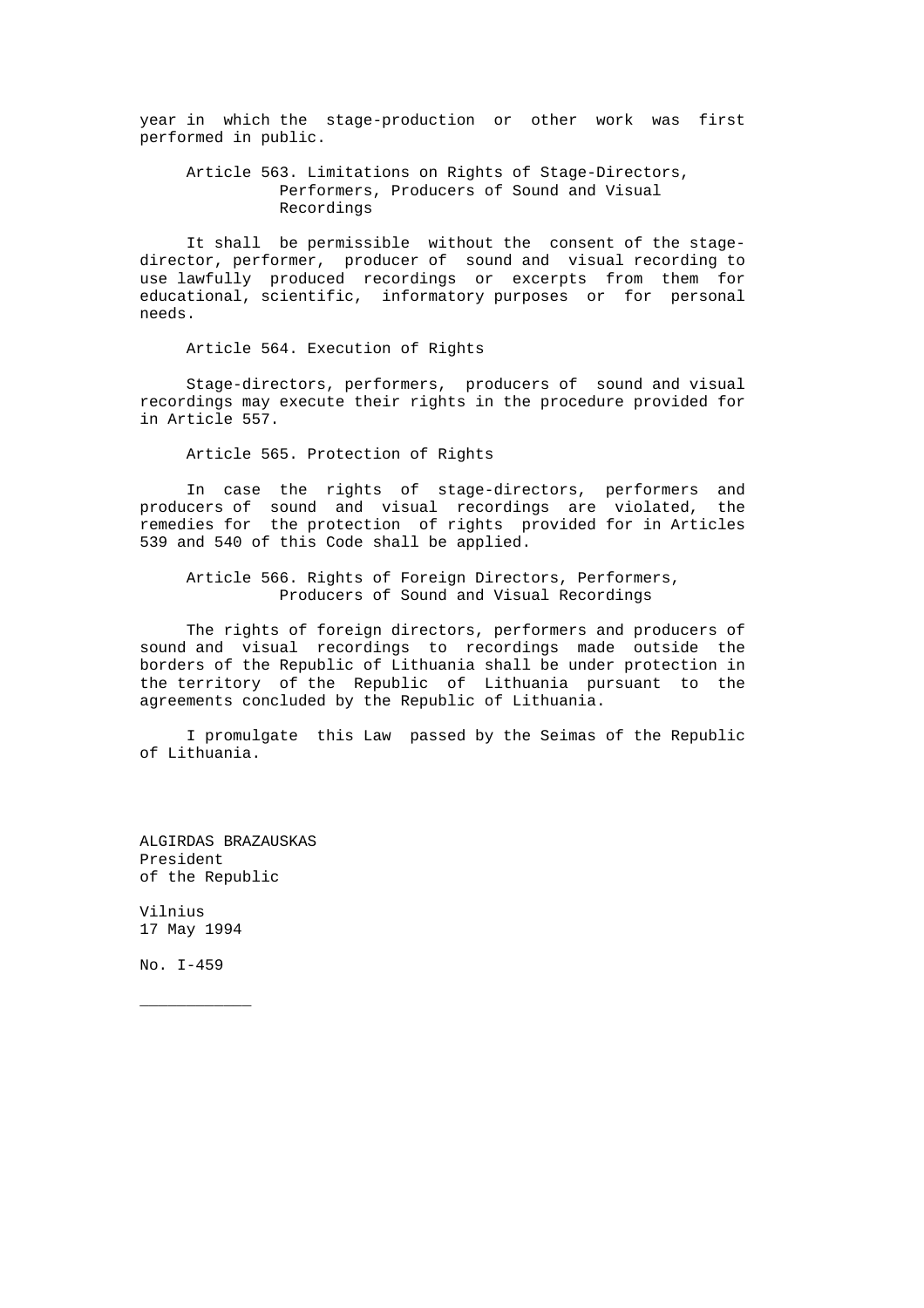year in which the stage-production or other work was first performed in public.

### Article 563. Limitations on Rights of Stage-Directors, Performers, Producers of Sound and Visual Recordings

It shall be permissible without the consent of the stage-director, performer, producer of sound and visual recording to use lawfully produced recordings or excerpts from them for educational, scientific, informatory purposes or for personal needs.

### Article 564. Execution of Rights

Stage-directors, performers, producers of sound and visual recordings may execute their rights in the procedure provided for in Article 557.

### Article 565. Protection of Rights

In case the rights of stage-directors, performers and producers of sound and visual recordings are violated, the remedies for the protection of rights provided for in Articles 539 and 540 of this Code shall be applied.

### Article 566. Rights of Foreign Directors, Performers, Producers of Sound and Visual Recordings

The rights of foreign directors, performers and producers of sound and visual recordings to recordings made outside the borders of the Republic of Lithuania shall be under protection in the territory of the Republic of Lithuania pursuant to the agreements concluded by the Republic of Lithuania.

I promulgate this Law passed by the Seimas of the Republic of Lithuania.

ALGIRDAS BRAZAUSKAS
President
of the Republic

Vilnius
17 May 1994

No. I-459

____________